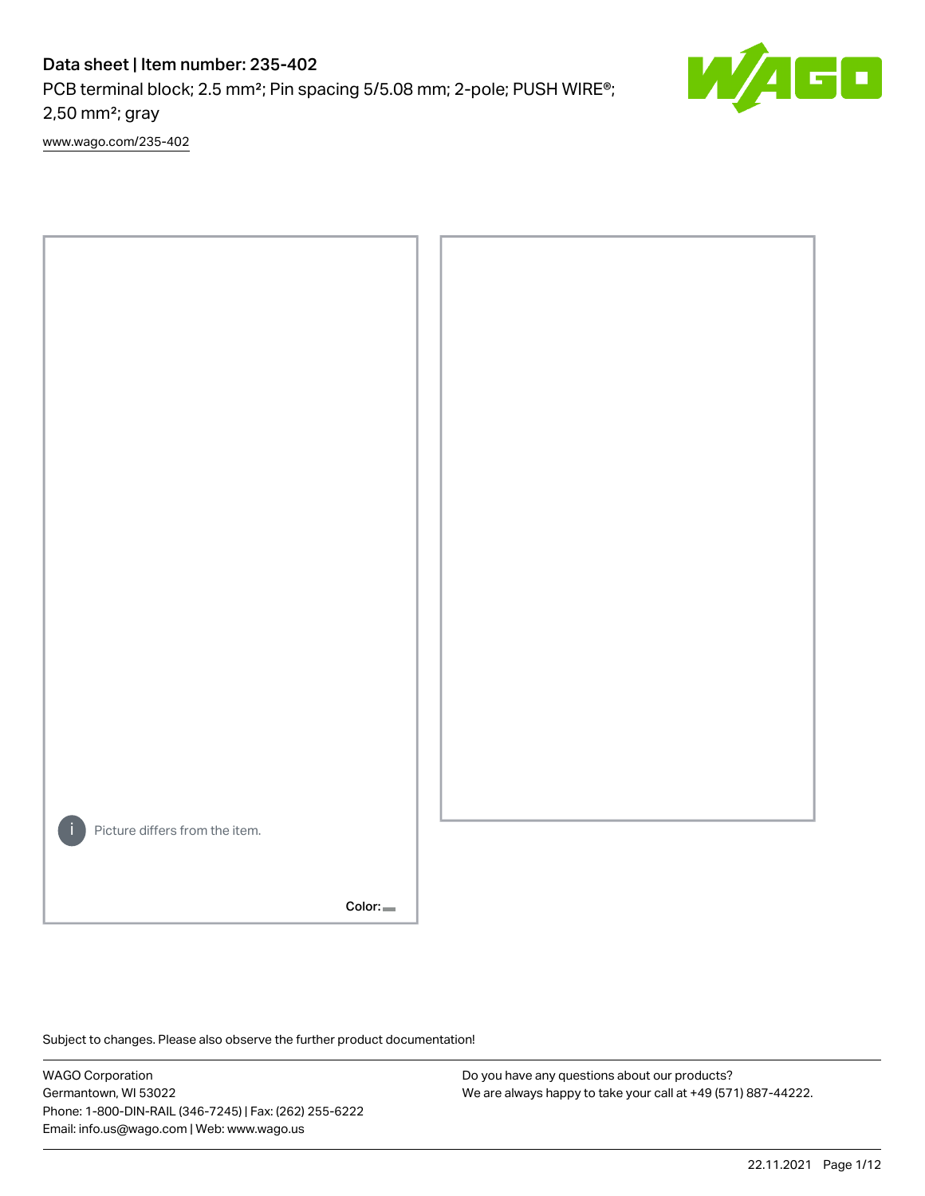# Data sheet | Item number: 235-402

PCB terminal block; 2.5 mm²; Pin spacing 5/5.08 mm; 2-pole; PUSH WIRE®; 2,50 mm²; gray

www.wago.com/235-402

Picture differs from the item.

Color:

Subject to changes. Please also observe the further product documentation!

WAGO Corporation
Germantown, WI 53022
Phone: 1-800-DIN-RAIL (346-7245) | Fax: (262) 255-6222
Email: info.us@wago.com | Web: www.wago.us

Do you have any questions about our products?
We are always happy to take your call at +49 (571) 887-44222.

22.11.2021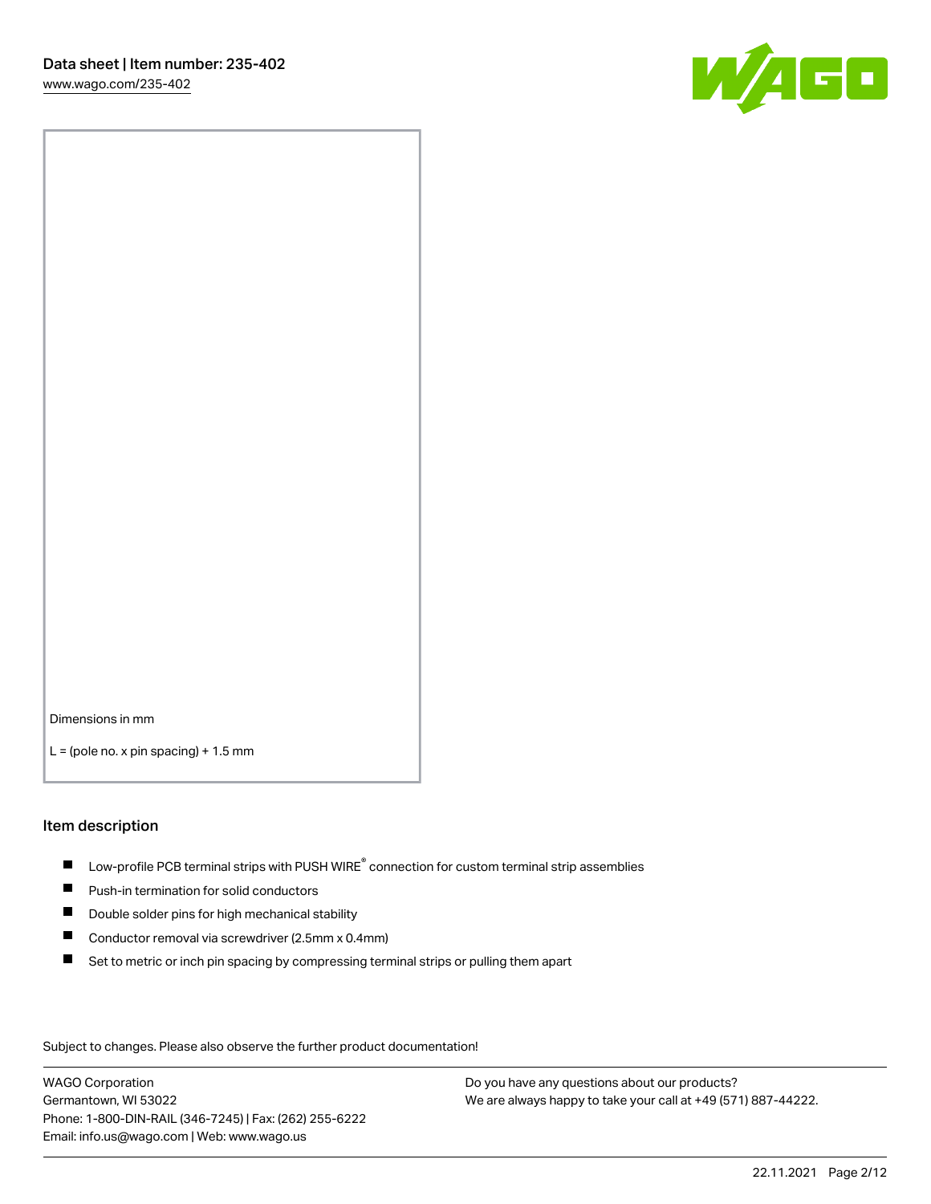Dimensions in mm

L = (pole no. x pin spacing) + 1.5 mm

## Item description

- Low-profile PCB terminal strips with PUSH WIRE® connection for custom terminal strip assemblies
- Push-in termination for solid conductors
- Double solder pins for high mechanical stability
- Conductor removal via screwdriver (2.5mm x 0.4mm)
- Set to metric or inch pin spacing by compressing terminal strips or pulling them apart

Subject to changes. Please also observe the further product documentation!

WAGO Corporation
Germantown, WI 53022
Phone: 1-800-DIN-RAIL (346-7245) | Fax: (262) 255-6222
Email: info.us@wago.com | Web: www.wago.us

Do you have any questions about our products?
We are always happy to take your call at +49 (571) 887-44222.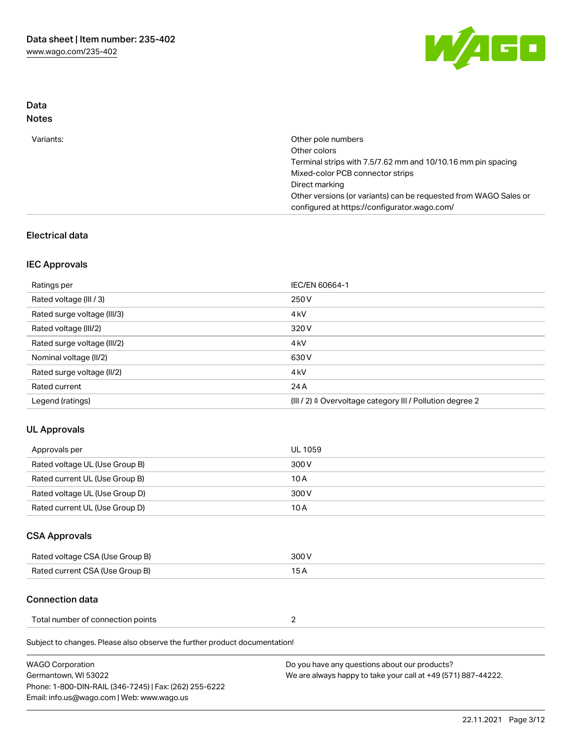## Data
### Notes

| | |
|---|---|
| Variants: | Other pole numbers<br>Other colors<br>Terminal strips with 7.5/7.62 mm and 10/10.16 mm pin spacing<br>Mixed-color PCB connector strips<br>Direct marking<br>Other versions (or variants) can be requested from WAGO Sales or configured at https://configurator.wago.com/ |

## Electrical data

### IEC Approvals

| | |
|---|---|
| Ratings per | IEC/EN 60664-1 |
| Rated voltage (III / 3) | 250 V |
| Rated surge voltage (III/3) | 4 kV |
| Rated voltage (III/2) | 320 V |
| Rated surge voltage (III/2) | 4 kV |
| Nominal voltage (II/2) | 630 V |
| Rated surge voltage (II/2) | 4 kV |
| Rated current | 24 A |
| Legend (ratings) | (III / 2) ≙ Overvoltage category III / Pollution degree 2 |

### UL Approvals

| | |
|---|---|
| Approvals per | UL 1059 |
| Rated voltage UL (Use Group B) | 300 V |
| Rated current UL (Use Group B) | 10 A |
| Rated voltage UL (Use Group D) | 300 V |
| Rated current UL (Use Group D) | 10 A |

### CSA Approvals

| | |
|---|---|
| Rated voltage CSA (Use Group B) | 300 V |
| Rated current CSA (Use Group B) | 15 A |

### Connection data

| | |
|---|---|
| Total number of connection points | 2 |

Subject to changes. Please also observe the further product documentation!

WAGO Corporation
Germantown, WI 53022
Phone: 1-800-DIN-RAIL (346-7245) | Fax: (262) 255-6222
Email: info.us@wago.com | Web: www.wago.us

Do you have any questions about our products?
We are always happy to take your call at +49 (571) 887-44222.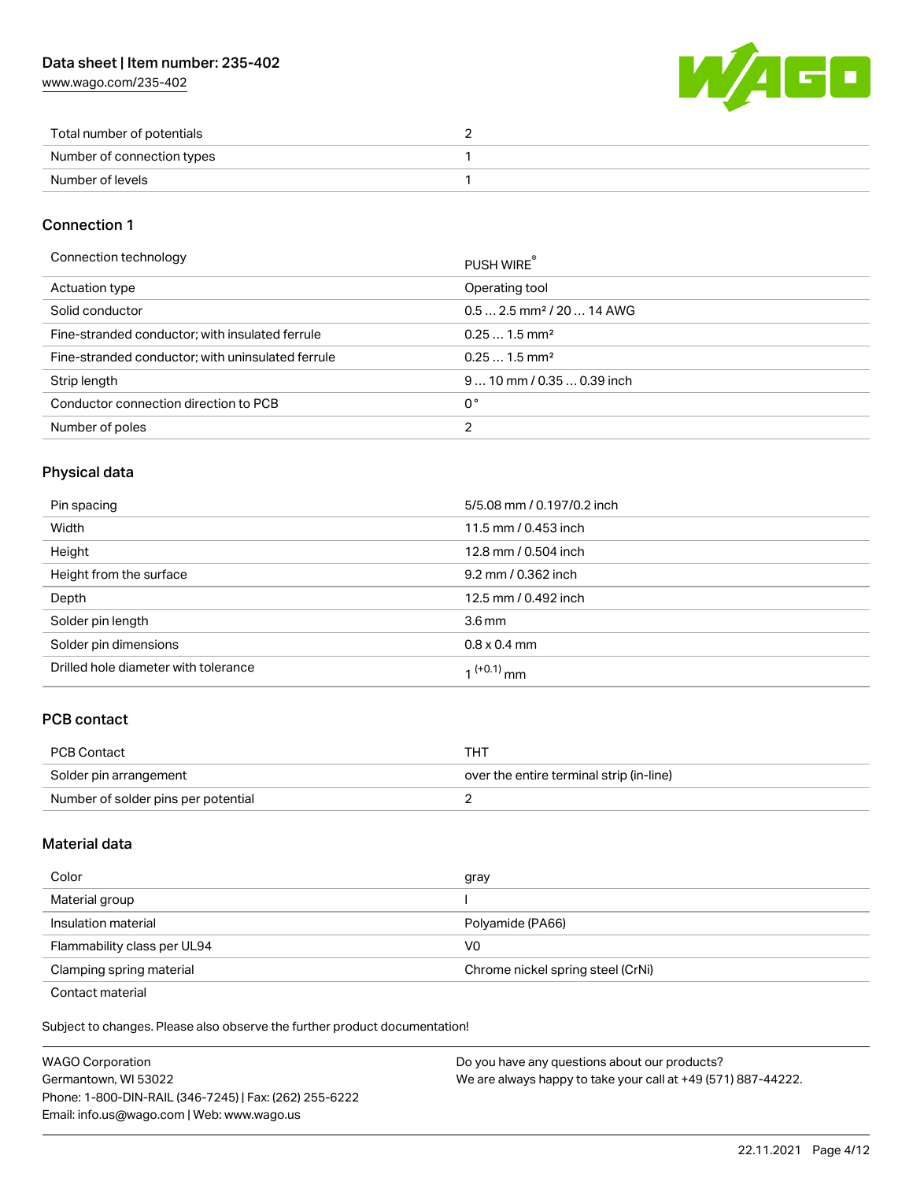| Total number of potentials | 2 |
| --- | --- |
| Number of connection types | 1 |
| Number of levels | 1 |

### Connection 1

| Connection technology | PUSH WIRE® |
| --- | --- |
| Actuation type | Operating tool |
| Solid conductor | 0.5 … 2.5 mm² / 20 … 14 AWG |
| Fine-stranded conductor; with insulated ferrule | 0.25 … 1.5 mm² |
| Fine-stranded conductor; with uninsulated ferrule | 0.25 … 1.5 mm² |
| Strip length | 9 … 10 mm / 0.35 … 0.39 inch |
| Conductor connection direction to PCB | 0° |
| Number of poles | 2 |

## Physical data

| Pin spacing | 5/5.08 mm / 0.197/0.2 inch |
| --- | --- |
| Width | 11.5 mm / 0.453 inch |
| Height | 12.8 mm / 0.504 inch |
| Height from the surface | 9.2 mm / 0.362 inch |
| Depth | 12.5 mm / 0.492 inch |
| Solder pin length | 3.6 mm |
| Solder pin dimensions | 0.8 x 0.4 mm |
| Drilled hole diameter with tolerance | $1^{(+0.1)}$ mm |

## PCB contact

| PCB Contact | THT |
| --- | --- |
| Solder pin arrangement | over the entire terminal strip (in-line) |
| Number of solder pins per potential | 2 |

## Material data

| Color | gray |
| --- | --- |
| Material group | I |
| Insulation material | Polyamide (PA66) |
| Flammability class per UL94 | V0 |
| Clamping spring material | Chrome nickel spring steel (CrNi) |
| Contact material | |

Subject to changes. Please also observe the further product documentation!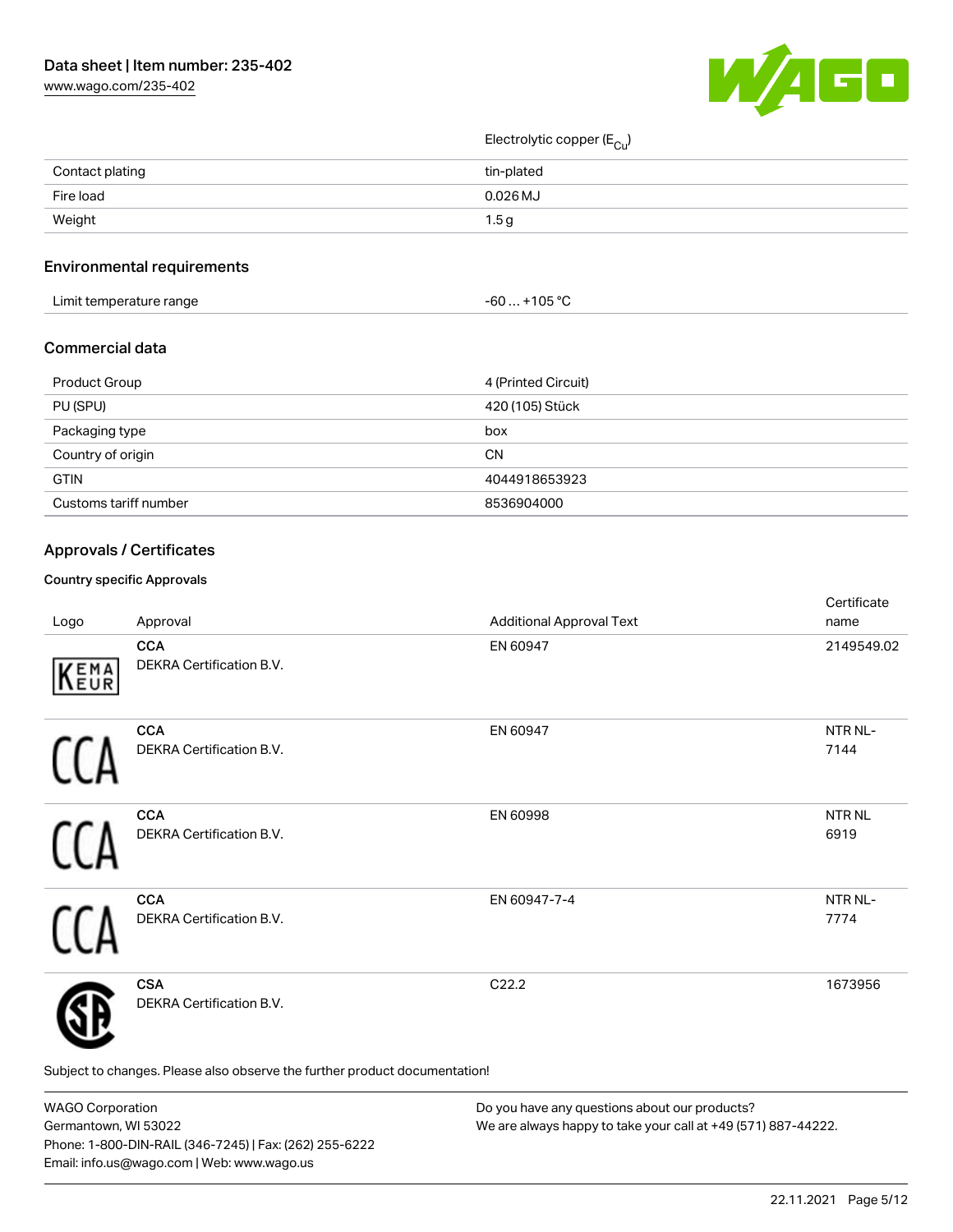| | |
|---|---|
| | Electrolytic copper ($E_{Cu}$) |
| Contact plating | tin-plated |
| Fire load | 0.026 MJ |
| Weight | 1.5 g |

## Environmental requirements

| | |
|---|---|
| Limit temperature range | -60 … +105 °C |

## Commercial data

| | |
|---|---|
| Product Group | 4 (Printed Circuit) |
| PU (SPU) | 420 (105) Stück |
| Packaging type | box |
| Country of origin | CN |
| GTIN | 4044918653923 |
| Customs tariff number | 8536904000 |

## Approvals / Certificates

### Country specific Approvals

| Logo | Approval | Additional Approval Text | Certificate name |
|---|---|---|---|
| | **CCA** DEKRA Certification B.V. | EN 60947 | 2149549.02 |
| | **CCA** DEKRA Certification B.V. | EN 60947 | NTR NL-7144 |
| | **CCA** DEKRA Certification B.V. | EN 60998 | NTR NL 6919 |
| | **CCA** DEKRA Certification B.V. | EN 60947-7-4 | NTR NL-7774 |
| | **CSA** DEKRA Certification B.V. | C22.2 | 1673956 |

Subject to changes. Please also observe the further product documentation!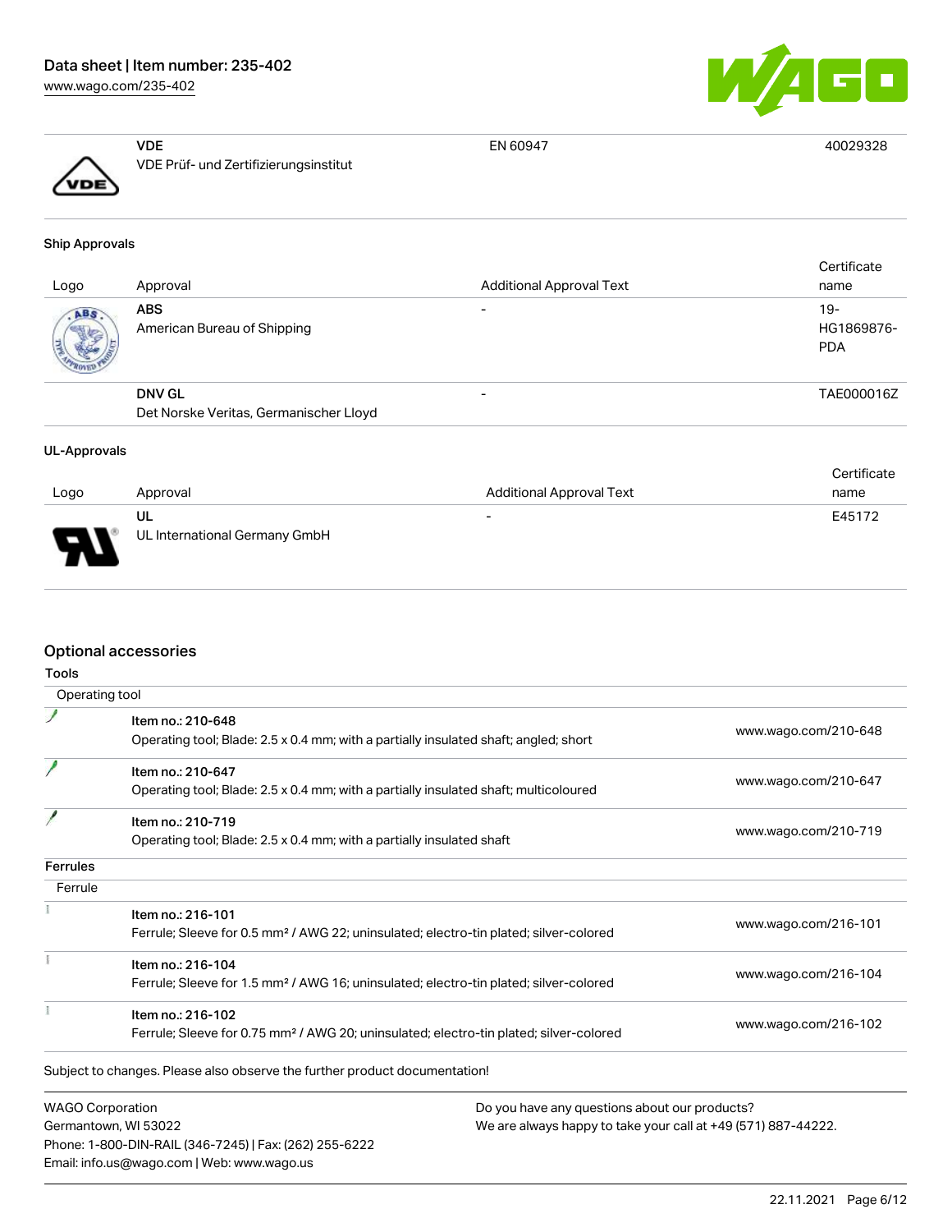| | Approval | | |
|---|---|---|---|
| | **VDE**<br>VDE Prüf- und Zertifizierungsinstitut | EN 60947 | 40029328 |

### Ship Approvals

| Logo | Approval | Additional Approval Text | Certificate name |
|---|---|---|---|
| | **ABS**<br>American Bureau of Shipping | - | 19-HG1869876-PDA |
| | **DNV GL**<br>Det Norske Veritas, Germanischer Lloyd | - | TAE000016Z |

### UL-Approvals

| Logo | Approval | Additional Approval Text | Certificate name |
|---|---|---|---|
| | **UL**<br>UL International Germany GmbH | - | E45172 |

## Optional accessories

### Tools

**Operating tool**

| | | |
|---|---|---|
| | Item no.: 210-648<br>Operating tool; Blade: 2.5 x 0.4 mm; with a partially insulated shaft; angled; short | www.wago.com/210-648 |
| | Item no.: 210-647<br>Operating tool; Blade: 2.5 x 0.4 mm; with a partially insulated shaft; multicoloured | www.wago.com/210-647 |
| | Item no.: 210-719<br>Operating tool; Blade: 2.5 x 0.4 mm; with a partially insulated shaft | www.wago.com/210-719 |

### Ferrules

**Ferrule**

| | | |
|---|---|---|
| | Item no.: 216-101<br>Ferrule; Sleeve for 0.5 mm² / AWG 22; uninsulated; electro-tin plated; silver-colored | www.wago.com/216-101 |
| | Item no.: 216-104<br>Ferrule; Sleeve for 1.5 mm² / AWG 16; uninsulated; electro-tin plated; silver-colored | www.wago.com/216-104 |
| | Item no.: 216-102<br>Ferrule; Sleeve for 0.75 mm² / AWG 20; uninsulated; electro-tin plated; silver-colored | www.wago.com/216-102 |

Subject to changes. Please also observe the further product documentation!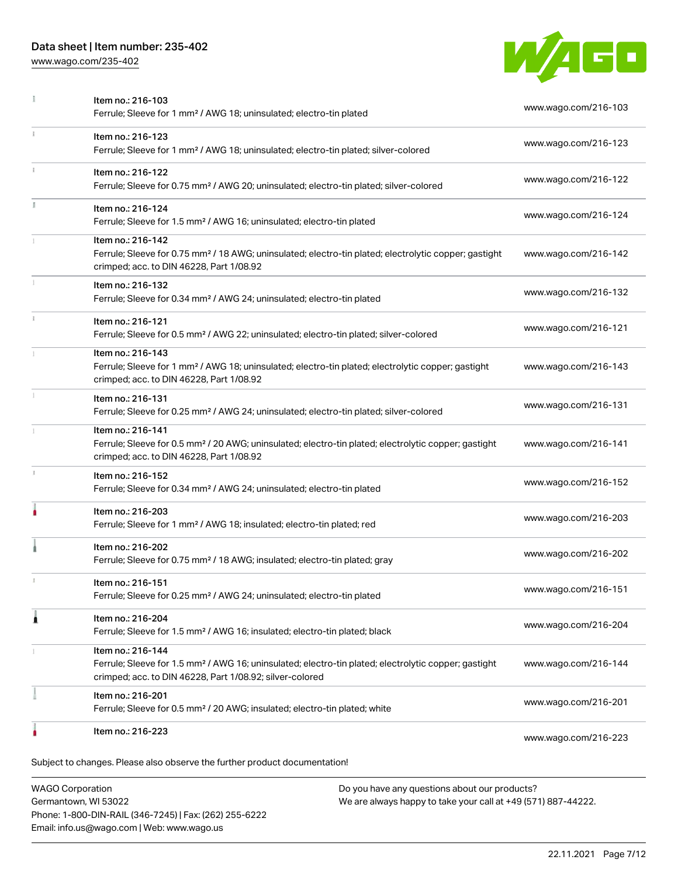| Item | URL |
| --- | --- |
| Item no.: 216-103<br>Ferrule; Sleeve for 1 mm² / AWG 18; uninsulated; electro-tin plated | www.wago.com/216-103 |
| Item no.: 216-123<br>Ferrule; Sleeve for 1 mm² / AWG 18; uninsulated; electro-tin plated; silver-colored | www.wago.com/216-123 |
| Item no.: 216-122<br>Ferrule; Sleeve for 0.75 mm² / AWG 20; uninsulated; electro-tin plated; silver-colored | www.wago.com/216-122 |
| Item no.: 216-124<br>Ferrule; Sleeve for 1.5 mm² / AWG 16; uninsulated; electro-tin plated | www.wago.com/216-124 |
| Item no.: 216-142<br>Ferrule; Sleeve for 0.75 mm² / 18 AWG; uninsulated; electro-tin plated; electrolytic copper; gastight crimped; acc. to DIN 46228, Part 1/08.92 | www.wago.com/216-142 |
| Item no.: 216-132<br>Ferrule; Sleeve for 0.34 mm² / AWG 24; uninsulated; electro-tin plated | www.wago.com/216-132 |
| Item no.: 216-121<br>Ferrule; Sleeve for 0.5 mm² / AWG 22; uninsulated; electro-tin plated; silver-colored | www.wago.com/216-121 |
| Item no.: 216-143<br>Ferrule; Sleeve for 1 mm² / AWG 18; uninsulated; electro-tin plated; electrolytic copper; gastight crimped; acc. to DIN 46228, Part 1/08.92 | www.wago.com/216-143 |
| Item no.: 216-131<br>Ferrule; Sleeve for 0.25 mm² / AWG 24; uninsulated; electro-tin plated; silver-colored | www.wago.com/216-131 |
| Item no.: 216-141<br>Ferrule; Sleeve for 0.5 mm² / 20 AWG; uninsulated; electro-tin plated; electrolytic copper; gastight crimped; acc. to DIN 46228, Part 1/08.92 | www.wago.com/216-141 |
| Item no.: 216-152<br>Ferrule; Sleeve for 0.34 mm² / AWG 24; uninsulated; electro-tin plated | www.wago.com/216-152 |
| Item no.: 216-203<br>Ferrule; Sleeve for 1 mm² / AWG 18; insulated; electro-tin plated; red | www.wago.com/216-203 |
| Item no.: 216-202<br>Ferrule; Sleeve for 0.75 mm² / 18 AWG; insulated; electro-tin plated; gray | www.wago.com/216-202 |
| Item no.: 216-151<br>Ferrule; Sleeve for 0.25 mm² / AWG 24; uninsulated; electro-tin plated | www.wago.com/216-151 |
| Item no.: 216-204<br>Ferrule; Sleeve for 1.5 mm² / AWG 16; insulated; electro-tin plated; black | www.wago.com/216-204 |
| Item no.: 216-144<br>Ferrule; Sleeve for 1.5 mm² / AWG 16; uninsulated; electro-tin plated; electrolytic copper; gastight crimped; acc. to DIN 46228, Part 1/08.92; silver-colored | www.wago.com/216-144 |
| Item no.: 216-201<br>Ferrule; Sleeve for 0.5 mm² / 20 AWG; insulated; electro-tin plated; white | www.wago.com/216-201 |
| Item no.: 216-223 | www.wago.com/216-223 |

Subject to changes. Please also observe the further product documentation!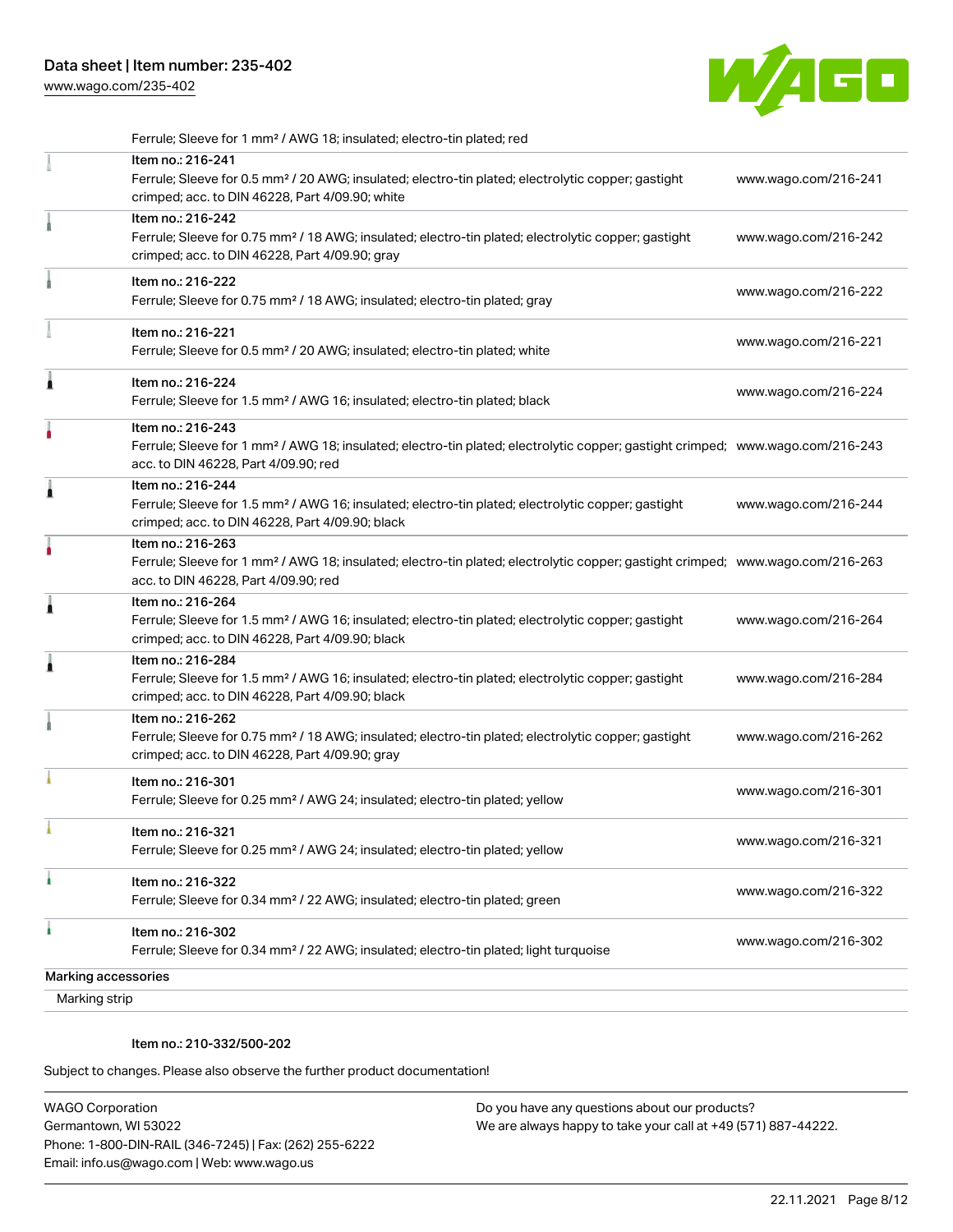| | | |
|---|---|---|
| | Ferrule; Sleeve for 1 mm² / AWG 18; insulated; electro-tin plated; red | |
| | Item no.: 216-241<br>Ferrule; Sleeve for 0.5 mm² / 20 AWG; insulated; electro-tin plated; electrolytic copper; gastight crimped; acc. to DIN 46228, Part 4/09.90; white | www.wago.com/216-241 |
| | Item no.: 216-242<br>Ferrule; Sleeve for 0.75 mm² / 18 AWG; insulated; electro-tin plated; electrolytic copper; gastight crimped; acc. to DIN 46228, Part 4/09.90; gray | www.wago.com/216-242 |
| | Item no.: 216-222<br>Ferrule; Sleeve for 0.75 mm² / 18 AWG; insulated; electro-tin plated; gray | www.wago.com/216-222 |
| | Item no.: 216-221<br>Ferrule; Sleeve for 0.5 mm² / 20 AWG; insulated; electro-tin plated; white | www.wago.com/216-221 |
| | Item no.: 216-224<br>Ferrule; Sleeve for 1.5 mm² / AWG 16; insulated; electro-tin plated; black | www.wago.com/216-224 |
| | Item no.: 216-243<br>Ferrule; Sleeve for 1 mm² / AWG 18; insulated; electro-tin plated; electrolytic copper; gastight crimped; acc. to DIN 46228, Part 4/09.90; red | www.wago.com/216-243 |
| | Item no.: 216-244<br>Ferrule; Sleeve for 1.5 mm² / AWG 16; insulated; electro-tin plated; electrolytic copper; gastight crimped; acc. to DIN 46228, Part 4/09.90; black | www.wago.com/216-244 |
| | Item no.: 216-263<br>Ferrule; Sleeve for 1 mm² / AWG 18; insulated; electro-tin plated; electrolytic copper; gastight crimped; acc. to DIN 46228, Part 4/09.90; red | www.wago.com/216-263 |
| | Item no.: 216-264<br>Ferrule; Sleeve for 1.5 mm² / AWG 16; insulated; electro-tin plated; electrolytic copper; gastight crimped; acc. to DIN 46228, Part 4/09.90; black | www.wago.com/216-264 |
| | Item no.: 216-284<br>Ferrule; Sleeve for 1.5 mm² / AWG 16; insulated; electro-tin plated; electrolytic copper; gastight crimped; acc. to DIN 46228, Part 4/09.90; black | www.wago.com/216-284 |
| | Item no.: 216-262<br>Ferrule; Sleeve for 0.75 mm² / 18 AWG; insulated; electro-tin plated; electrolytic copper; gastight crimped; acc. to DIN 46228, Part 4/09.90; gray | www.wago.com/216-262 |
| | Item no.: 216-301<br>Ferrule; Sleeve for 0.25 mm² / AWG 24; insulated; electro-tin plated; yellow | www.wago.com/216-301 |
| | Item no.: 216-321<br>Ferrule; Sleeve for 0.25 mm² / AWG 24; insulated; electro-tin plated; yellow | www.wago.com/216-321 |
| | Item no.: 216-322<br>Ferrule; Sleeve for 0.34 mm² / 22 AWG; insulated; electro-tin plated; green | www.wago.com/216-322 |
| | Item no.: 216-302<br>Ferrule; Sleeve for 0.34 mm² / 22 AWG; insulated; electro-tin plated; light turquoise | www.wago.com/216-302 |

Marking accessories

Marking strip

Item no.: 210-332/500-202

Subject to changes. Please also observe the further product documentation!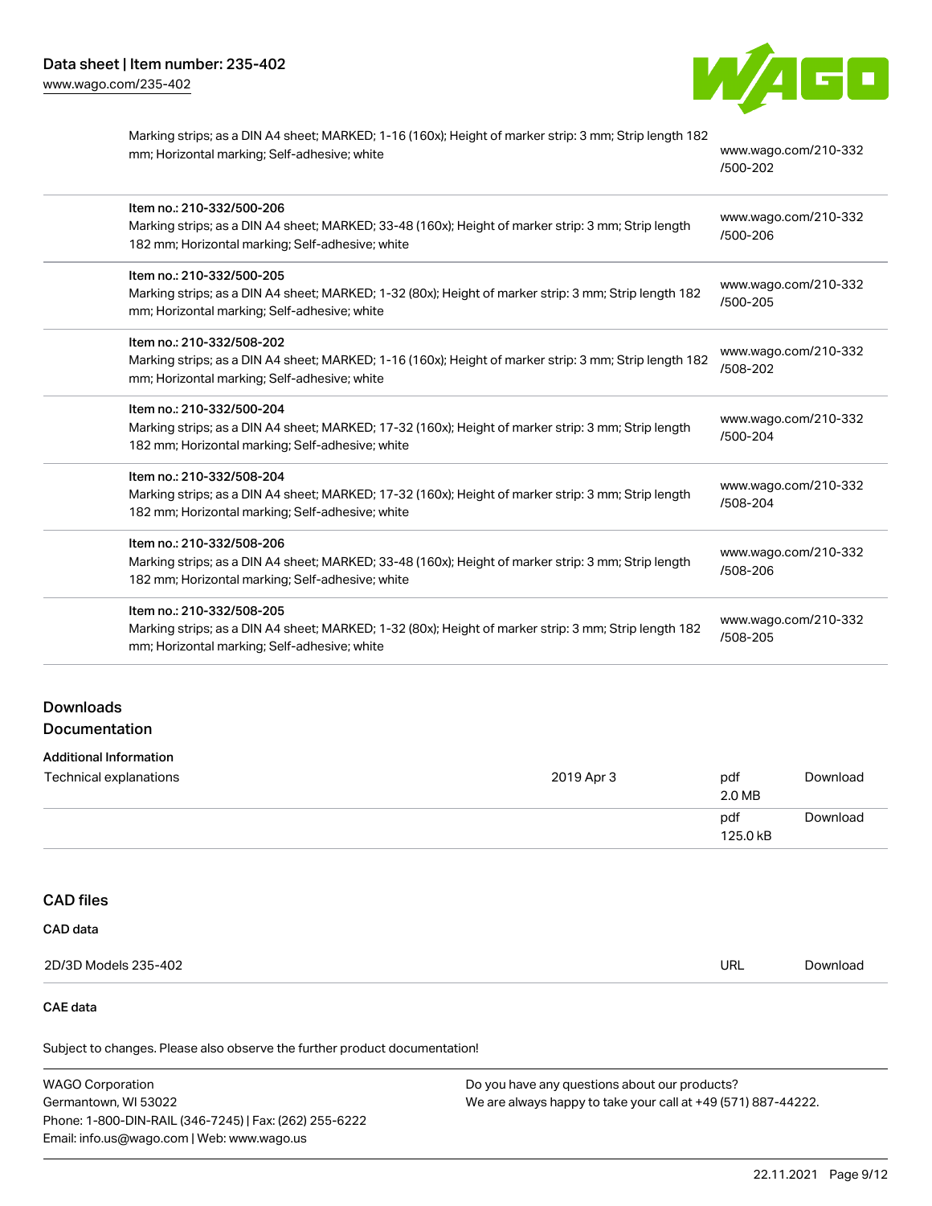| | |
|---|---|
| Marking strips; as a DIN A4 sheet; MARKED; 1-16 (160x); Height of marker strip: 3 mm; Strip length 182 mm; Horizontal marking; Self-adhesive; white | www.wago.com/210-332/500-202 |
| Item no.: 210-332/500-206<br>Marking strips; as a DIN A4 sheet; MARKED; 33-48 (160x); Height of marker strip: 3 mm; Strip length 182 mm; Horizontal marking; Self-adhesive; white | www.wago.com/210-332/500-206 |
| Item no.: 210-332/500-205<br>Marking strips; as a DIN A4 sheet; MARKED; 1-32 (80x); Height of marker strip: 3 mm; Strip length 182 mm; Horizontal marking; Self-adhesive; white | www.wago.com/210-332/500-205 |
| Item no.: 210-332/508-202<br>Marking strips; as a DIN A4 sheet; MARKED; 1-16 (160x); Height of marker strip: 3 mm; Strip length 182 mm; Horizontal marking; Self-adhesive; white | www.wago.com/210-332/508-202 |
| Item no.: 210-332/500-204<br>Marking strips; as a DIN A4 sheet; MARKED; 17-32 (160x); Height of marker strip: 3 mm; Strip length 182 mm; Horizontal marking; Self-adhesive; white | www.wago.com/210-332/500-204 |
| Item no.: 210-332/508-204<br>Marking strips; as a DIN A4 sheet; MARKED; 17-32 (160x); Height of marker strip: 3 mm; Strip length 182 mm; Horizontal marking; Self-adhesive; white | www.wago.com/210-332/508-204 |
| Item no.: 210-332/508-206<br>Marking strips; as a DIN A4 sheet; MARKED; 33-48 (160x); Height of marker strip: 3 mm; Strip length 182 mm; Horizontal marking; Self-adhesive; white | www.wago.com/210-332/508-206 |
| Item no.: 210-332/508-205<br>Marking strips; as a DIN A4 sheet; MARKED; 1-32 (80x); Height of marker strip: 3 mm; Strip length 182 mm; Horizontal marking; Self-adhesive; white | www.wago.com/210-332/508-205 |

## Downloads

### Documentation

**Additional Information**

| | | | |
|---|---|---|---|
| Technical explanations | 2019 Apr 3 | pdf<br>2.0 MB | Download |
| | | pdf<br>125.0 kB | Download |

## CAD files

**CAD data**

| | | |
|---|---|---|
| 2D/3D Models 235-402 | URL | Download |

**CAE data**

Subject to changes. Please also observe the further product documentation!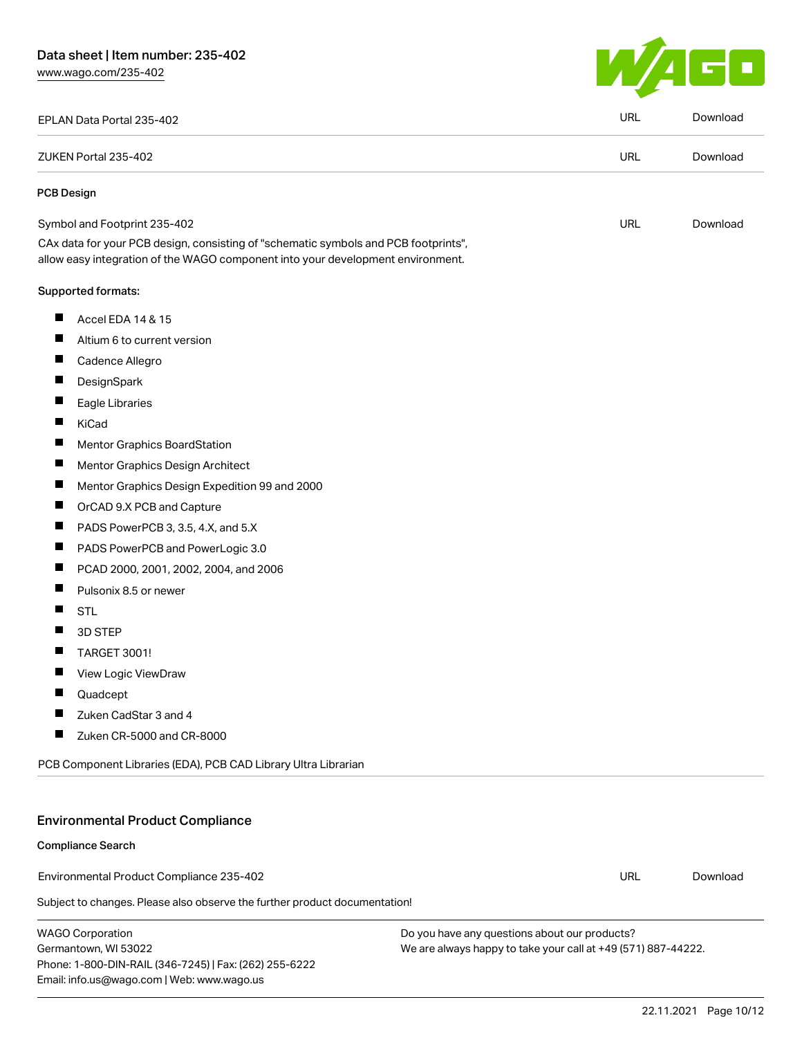| | | |
|---|---|---|
| EPLAN Data Portal 235-402 | URL | Download |
| ZUKEN Portal 235-402 | URL | Download |

### PCB Design

| | | |
|---|---|---|
| Symbol and Footprint 235-402 | URL | Download |

CAx data for your PCB design, consisting of "schematic symbols and PCB footprints", allow easy integration of the WAGO component into your development environment.

Supported formats:

- Accel EDA 14 & 15
- Altium 6 to current version
- Cadence Allegro
- DesignSpark
- Eagle Libraries
- KiCad
- Mentor Graphics BoardStation
- Mentor Graphics Design Architect
- Mentor Graphics Design Expedition 99 and 2000
- OrCAD 9.X PCB and Capture
- PADS PowerPCB 3, 3.5, 4.X, and 5.X
- PADS PowerPCB and PowerLogic 3.0
- PCAD 2000, 2001, 2002, 2004, and 2006
- Pulsonix 8.5 or newer
- STL
- 3D STEP
- TARGET 3001!
- View Logic ViewDraw
- Quadcept
- Zuken CadStar 3 and 4
- Zuken CR-5000 and CR-8000

PCB Component Libraries (EDA), PCB CAD Library Ultra Librarian

## Environmental Product Compliance

### Compliance Search

| | | |
|---|---|---|
| Environmental Product Compliance 235-402 | URL | Download |

Subject to changes. Please also observe the further product documentation!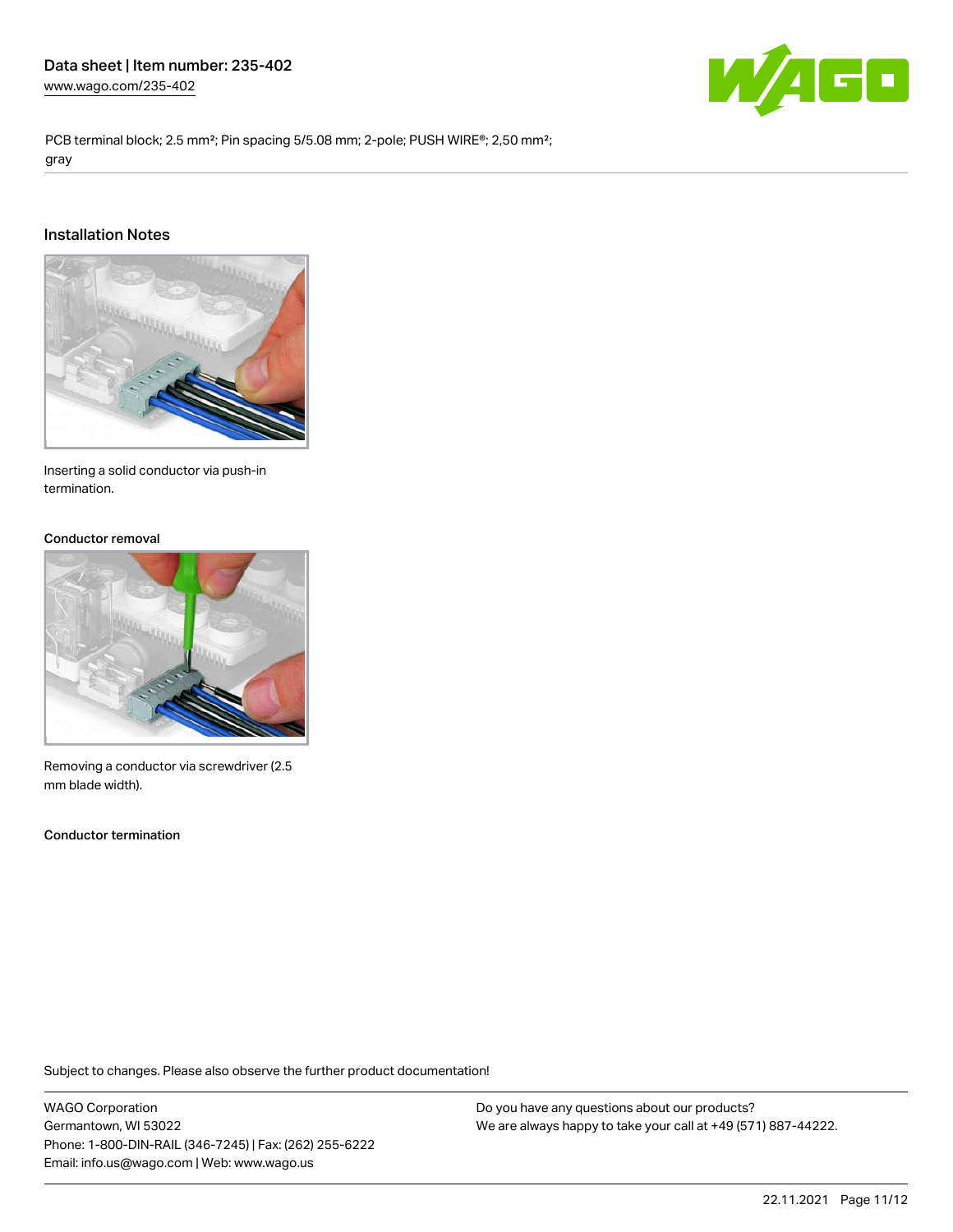## Installation Notes

Inserting a solid conductor via push-in termination.

### Conductor removal

Removing a conductor via screwdriver (2.5 mm blade width).

### Conductor termination

Subject to changes. Please also observe the further product documentation!

WAGO Corporation
Germantown, WI 53022
Phone: 1-800-DIN-RAIL (346-7245) | Fax: (262) 255-6222
Email: info.us@wago.com | Web: www.wago.us

Do you have any questions about our products?
We are always happy to take your call at +49 (571) 887-44222.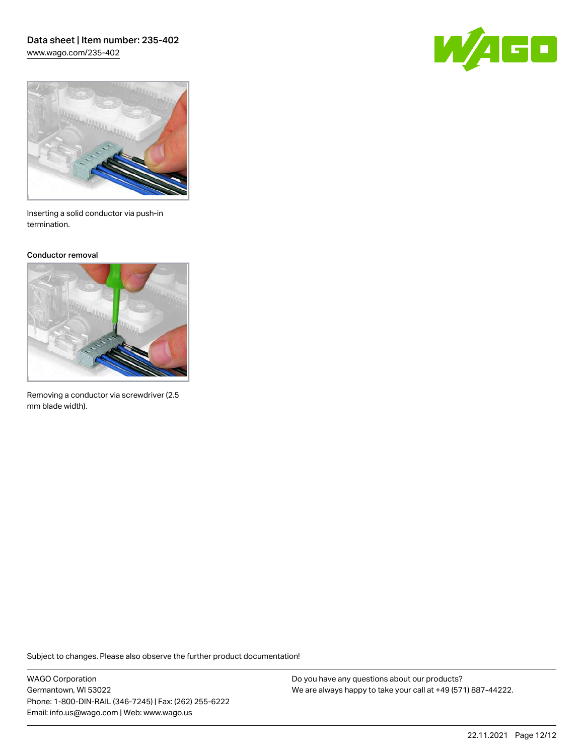Inserting a solid conductor via push-in termination.

Conductor removal

Removing a conductor via screwdriver (2.5 mm blade width).

Subject to changes. Please also observe the further product documentation!

WAGO Corporation
Germantown, WI 53022
Phone: 1-800-DIN-RAIL (346-7245) | Fax: (262) 255-6222
Email: info.us@wago.com | Web: www.wago.us

Do you have any questions about our products?
We are always happy to take your call at +49 (571) 887-44222.